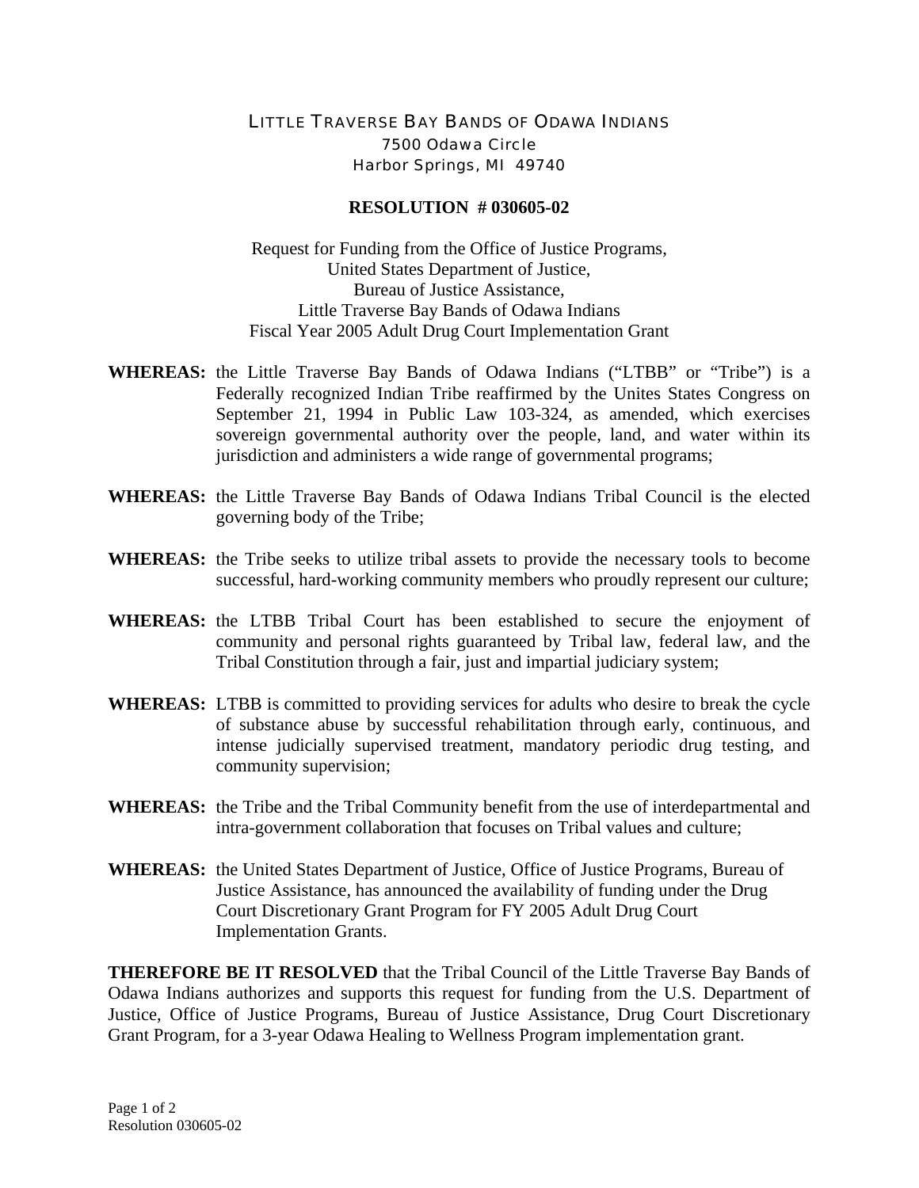LITTLE TRAVERSE BAY BANDS OF ODAWA INDIANS
7500 Odawa Circle
Harbor Springs, MI 49740

**RESOLUTION # 030605-02**

Request for Funding from the Office of Justice Programs,
United States Department of Justice,
Bureau of Justice Assistance,
Little Traverse Bay Bands of Odawa Indians
Fiscal Year 2005 Adult Drug Court Implementation Grant

**WHEREAS:** the Little Traverse Bay Bands of Odawa Indians ("LTBB" or "Tribe") is a Federally recognized Indian Tribe reaffirmed by the Unites States Congress on September 21, 1994 in Public Law 103-324, as amended, which exercises sovereign governmental authority over the people, land, and water within its jurisdiction and administers a wide range of governmental programs;

**WHEREAS:** the Little Traverse Bay Bands of Odawa Indians Tribal Council is the elected governing body of the Tribe;

**WHEREAS:** the Tribe seeks to utilize tribal assets to provide the necessary tools to become successful, hard-working community members who proudly represent our culture;

**WHEREAS:** the LTBB Tribal Court has been established to secure the enjoyment of community and personal rights guaranteed by Tribal law, federal law, and the Tribal Constitution through a fair, just and impartial judiciary system;

**WHEREAS:** LTBB is committed to providing services for adults who desire to break the cycle of substance abuse by successful rehabilitation through early, continuous, and intense judicially supervised treatment, mandatory periodic drug testing, and community supervision;

**WHEREAS:** the Tribe and the Tribal Community benefit from the use of interdepartmental and intra-government collaboration that focuses on Tribal values and culture;

**WHEREAS:** the United States Department of Justice, Office of Justice Programs, Bureau of Justice Assistance, has announced the availability of funding under the Drug Court Discretionary Grant Program for FY 2005 Adult Drug Court Implementation Grants.

**THEREFORE BE IT RESOLVED** that the Tribal Council of the Little Traverse Bay Bands of Odawa Indians authorizes and supports this request for funding from the U.S. Department of Justice, Office of Justice Programs, Bureau of Justice Assistance, Drug Court Discretionary Grant Program, for a 3-year Odawa Healing to Wellness Program implementation grant.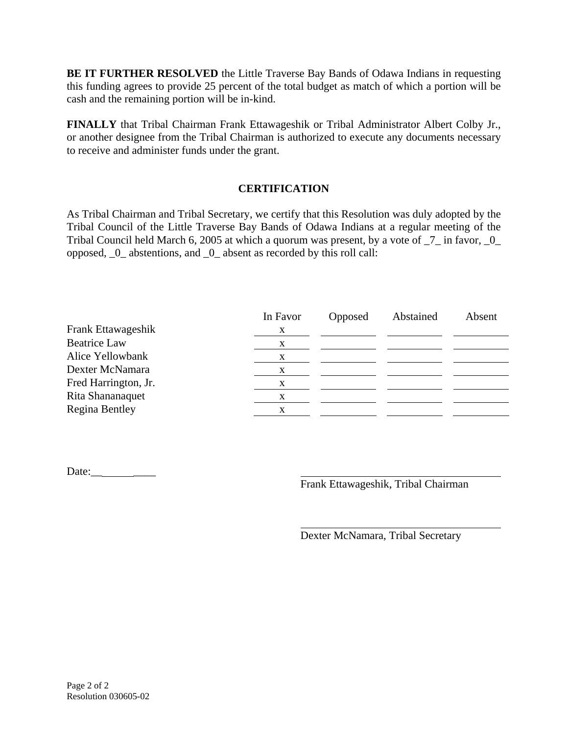**BE IT FURTHER RESOLVED** the Little Traverse Bay Bands of Odawa Indians in requesting this funding agrees to provide 25 percent of the total budget as match of which a portion will be cash and the remaining portion will be in-kind.

**FINALLY** that Tribal Chairman Frank Ettawageshik or Tribal Administrator Albert Colby Jr., or another designee from the Tribal Chairman is authorized to execute any documents necessary to receive and administer funds under the grant.

## CERTIFICATION

As Tribal Chairman and Tribal Secretary, we certify that this Resolution was duly adopted by the Tribal Council of the Little Traverse Bay Bands of Odawa Indians at a regular meeting of the Tribal Council held March 6, 2005 at which a quorum was present, by a vote of _7_ in favor, _0_ opposed, _0_ abstentions, and _0_ absent as recorded by this roll call:

| | In Favor | Opposed | Abstained | Absent |
|---|---|---|---|---|
| Frank Ettawageshik | x | | | |
| Beatrice Law | x | | | |
| Alice Yellowbank | x | | | |
| Dexter McNamara | x | | | |
| Fred Harrington, Jr. | x | | | |
| Rita Shananaquet | x | | | |
| Regina Bentley | x | | | |

Date:___________

_______________________________
Frank Ettawageshik, Tribal Chairman

_______________________________
Dexter McNamara, Tribal Secretary

Resolution 030605-02